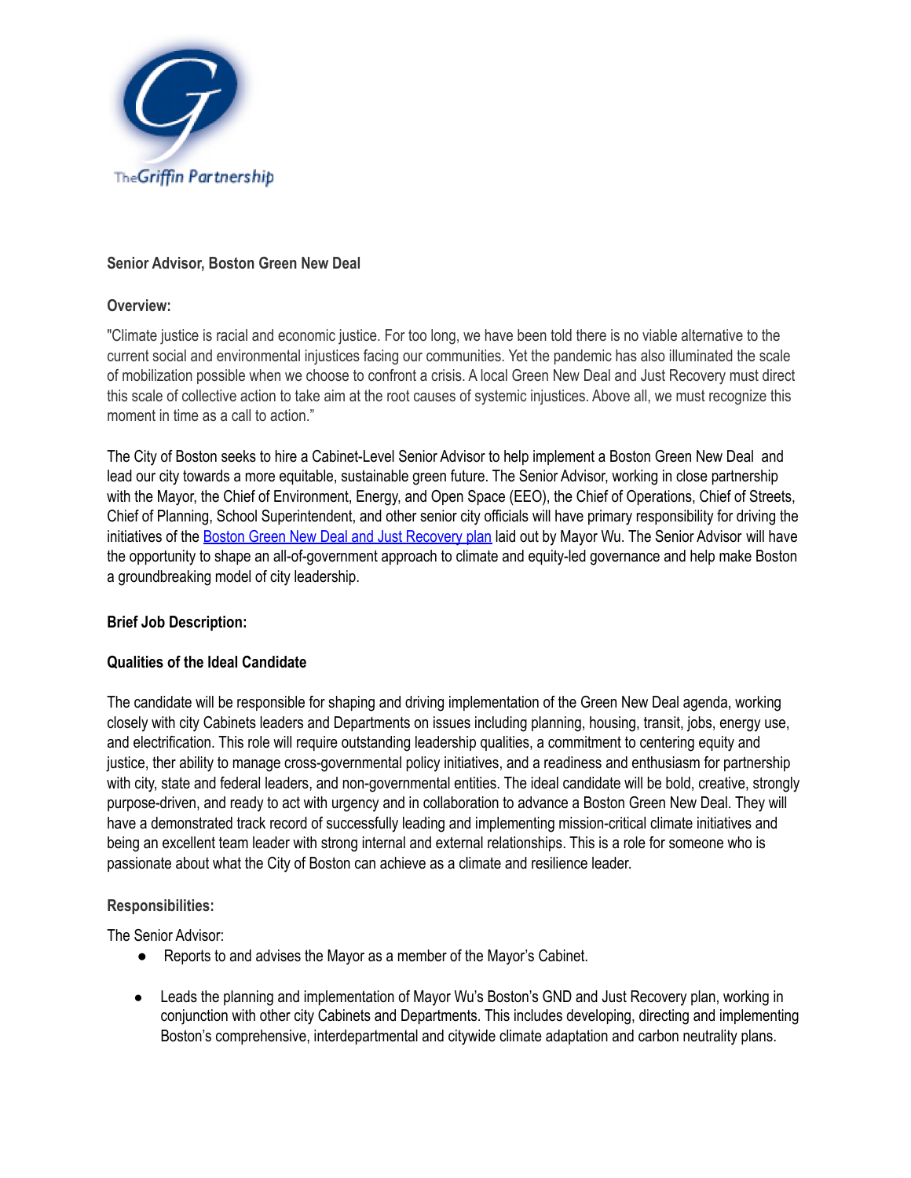TheGriffin Partnership

**Senior Advisor, Boston Green New Deal**

**Overview:**

"Climate justice is racial and economic justice. For too long, we have been told there is no viable alternative to the current social and environmental injustices facing our communities. Yet the pandemic has also illuminated the scale of mobilization possible when we choose to confront a crisis. A local Green New Deal and Just Recovery must direct this scale of collective action to take aim at the root causes of systemic injustices. Above all, we must recognize this moment in time as a call to action."

The City of Boston seeks to hire a Cabinet-Level Senior Advisor to help implement a Boston Green New Deal and lead our city towards a more equitable, sustainable green future. The Senior Advisor, working in close partnership with the Mayor, the Chief of Environment, Energy, and Open Space (EEO), the Chief of Operations, Chief of Streets, Chief of Planning, School Superintendent, and other senior city officials will have primary responsibility for driving the initiatives of the Boston Green New Deal and Just Recovery plan laid out by Mayor Wu. The Senior Advisor will have the opportunity to shape an all-of-government approach to climate and equity-led governance and help make Boston a groundbreaking model of city leadership.

**Brief Job Description:**

**Qualities of the Ideal Candidate**

The candidate will be responsible for shaping and driving implementation of the Green New Deal agenda, working closely with city Cabinets leaders and Departments on issues including planning, housing, transit, jobs, energy use, and electrification. This role will require outstanding leadership qualities, a commitment to centering equity and justice, ther ability to manage cross-governmental policy initiatives, and a readiness and enthusiasm for partnership with city, state and federal leaders, and non-governmental entities. The ideal candidate will be bold, creative, strongly purpose-driven, and ready to act with urgency and in collaboration to advance a Boston Green New Deal. They will have a demonstrated track record of successfully leading and implementing mission-critical climate initiatives and being an excellent team leader with strong internal and external relationships. This is a role for someone who is passionate about what the City of Boston can achieve as a climate and resilience leader.

**Responsibilities:**

The Senior Advisor:

- Reports to and advises the Mayor as a member of the Mayor's Cabinet.
- Leads the planning and implementation of Mayor Wu's Boston's GND and Just Recovery plan, working in conjunction with other city Cabinets and Departments. This includes developing, directing and implementing Boston's comprehensive, interdepartmental and citywide climate adaptation and carbon neutrality plans.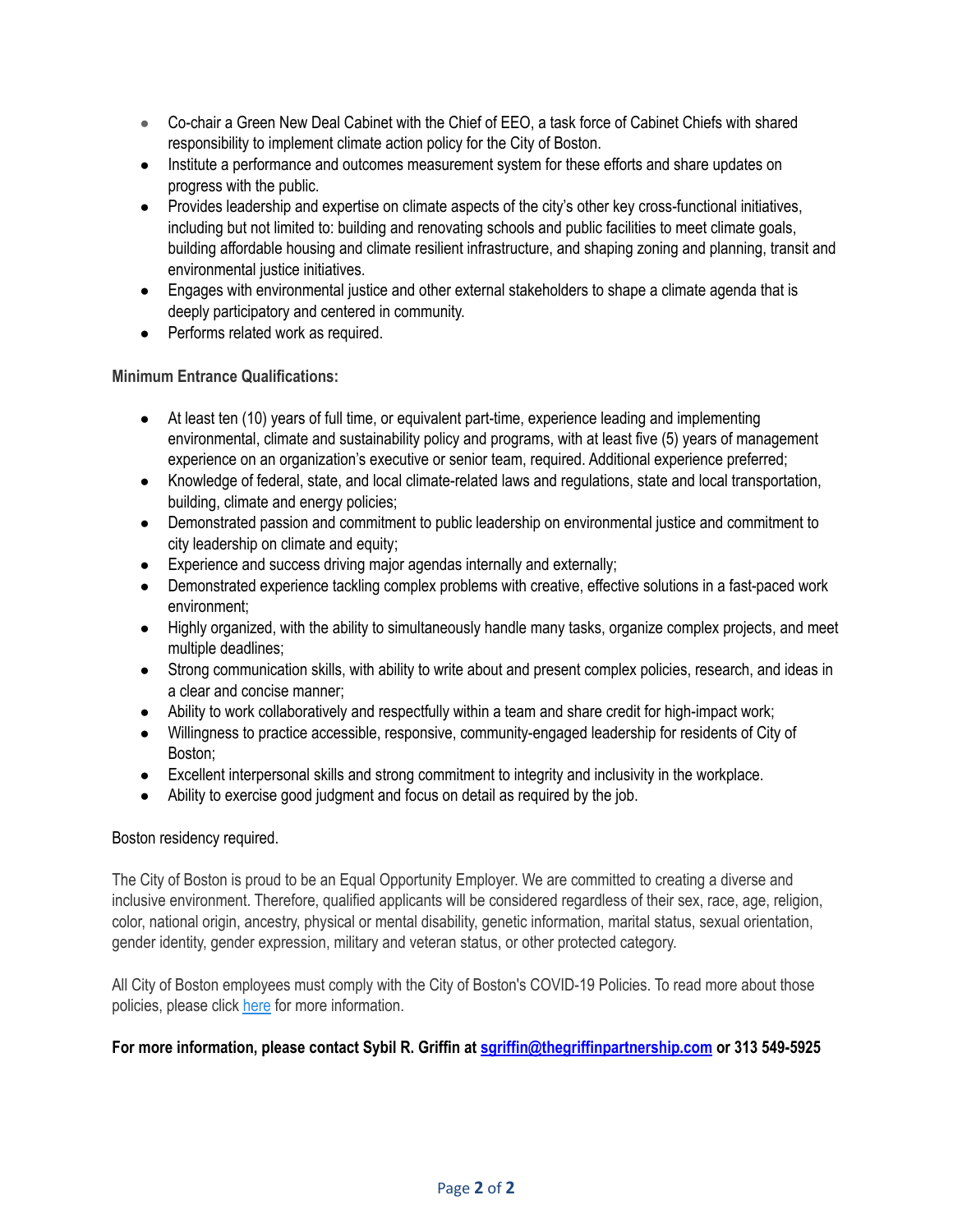- Co-chair a Green New Deal Cabinet with the Chief of EEO, a task force of Cabinet Chiefs with shared responsibility to implement climate action policy for the City of Boston.
- Institute a performance and outcomes measurement system for these efforts and share updates on progress with the public.
- Provides leadership and expertise on climate aspects of the city's other key cross-functional initiatives, including but not limited to: building and renovating schools and public facilities to meet climate goals, building affordable housing and climate resilient infrastructure, and shaping zoning and planning, transit and environmental justice initiatives.
- Engages with environmental justice and other external stakeholders to shape a climate agenda that is deeply participatory and centered in community.
- Performs related work as required.

**Minimum Entrance Qualifications:**

- At least ten (10) years of full time, or equivalent part-time, experience leading and implementing environmental, climate and sustainability policy and programs, with at least five (5) years of management experience on an organization's executive or senior team, required. Additional experience preferred;
- Knowledge of federal, state, and local climate-related laws and regulations, state and local transportation, building, climate and energy policies;
- Demonstrated passion and commitment to public leadership on environmental justice and commitment to city leadership on climate and equity;
- Experience and success driving major agendas internally and externally;
- Demonstrated experience tackling complex problems with creative, effective solutions in a fast-paced work environment;
- Highly organized, with the ability to simultaneously handle many tasks, organize complex projects, and meet multiple deadlines;
- Strong communication skills, with ability to write about and present complex policies, research, and ideas in a clear and concise manner;
- Ability to work collaboratively and respectfully within a team and share credit for high-impact work;
- Willingness to practice accessible, responsive, community-engaged leadership for residents of City of Boston;
- Excellent interpersonal skills and strong commitment to integrity and inclusivity in the workplace.
- Ability to exercise good judgment and focus on detail as required by the job.

Boston residency required.

The City of Boston is proud to be an Equal Opportunity Employer. We are committed to creating a diverse and inclusive environment. Therefore, qualified applicants will be considered regardless of their sex, race, age, religion, color, national origin, ancestry, physical or mental disability, genetic information, marital status, sexual orientation, gender identity, gender expression, military and veteran status, or other protected category.

All City of Boston employees must comply with the City of Boston's COVID-19 Policies. To read more about those policies, please click here for more information.

**For more information, please contact Sybil R. Griffin at sgriffin@thegriffinpartnership.com or 313 549-5925**